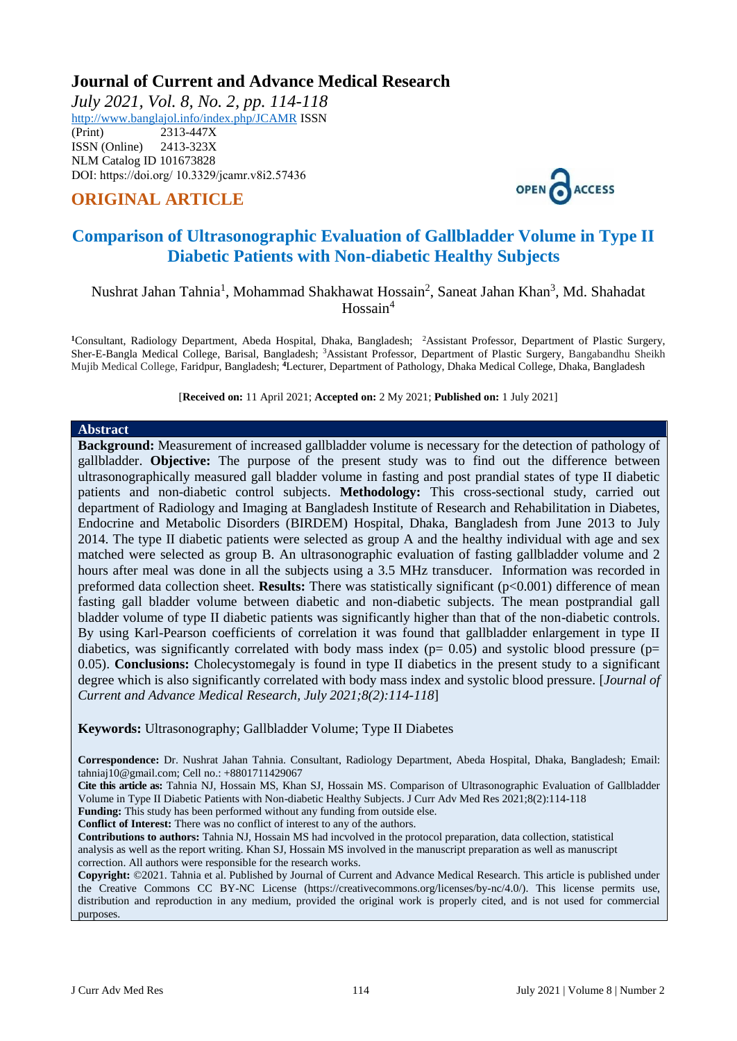# Journal of Current and Advance Medical Research

*July 2021, Vol. 8, No. 2, pp. 114-118*

http://www.banglajol.info/index.php/JCAMR ISSN (Print) 2313-447X

ISSN (Online) 2413-323X

NLM Catalog ID 101673828

DOI: https://doi.org/ 10.3329/jcamr.v8i2.57436

## ORIGINAL ARTICLE

OPEN ACCESS

# Comparison of Ultrasonographic Evaluation of Gallbladder Volume in Type II Diabetic Patients with Non-diabetic Healthy Subjects

Nushrat Jahan Tahnia[1], Mohammad Shakhawat Hossain[2], Saneat Jahan Khan[3], Md. Shahadat Hossain[4]

[1]Consultant, Radiology Department, Abeda Hospital, Dhaka, Bangladesh; [2]Assistant Professor, Department of Plastic Surgery, Sher-E-Bangla Medical College, Barisal, Bangladesh; [3]Assistant Professor, Department of Plastic Surgery, Bangabandhu Sheikh Mujib Medical College, Faridpur, Bangladesh; [4]Lecturer, Department of Pathology, Dhaka Medical College, Dhaka, Bangladesh

[**Received on:** 11 April 2021; **Accepted on:** 2 My 2021; **Published on:** 1 July 2021]

## Abstract

**Background:** Measurement of increased gallbladder volume is necessary for the detection of pathology of gallbladder. **Objective:** The purpose of the present study was to find out the difference between ultrasonographically measured gall bladder volume in fasting and post prandial states of type II diabetic patients and non-diabetic control subjects. **Methodology:** This cross-sectional study, carried out department of Radiology and Imaging at Bangladesh Institute of Research and Rehabilitation in Diabetes, Endocrine and Metabolic Disorders (BIRDEM) Hospital, Dhaka, Bangladesh from June 2013 to July 2014. The type II diabetic patients were selected as group A and the healthy individual with age and sex matched were selected as group B. An ultrasonographic evaluation of fasting gallbladder volume and 2 hours after meal was done in all the subjects using a 3.5 MHz transducer. Information was recorded in preformed data collection sheet. **Results:** There was statistically significant ($p<0.001$) difference of mean fasting gall bladder volume between diabetic and non-diabetic subjects. The mean postprandial gall bladder volume of type II diabetic patients was significantly higher than that of the non-diabetic controls. By using Karl-Pearson coefficients of correlation it was found that gallbladder enlargement in type II diabetics, was significantly correlated with body mass index ($p= 0.05$) and systolic blood pressure ($p= 0.05$). **Conclusions:** Cholecystomegaly is found in type II diabetics in the present study to a significant degree which is also significantly correlated with body mass index and systolic blood pressure. [*Journal of Current and Advance Medical Research, July 2021;8(2):114-118*]

**Keywords:** Ultrasonography; Gallbladder Volume; Type II Diabetes

**Correspondence:** Dr. Nushrat Jahan Tahnia. Consultant, Radiology Department, Abeda Hospital, Dhaka, Bangladesh; Email: tahniaj10@gmail.com; Cell no.: +8801711429067

**Cite this article as:** Tahnia NJ, Hossain MS, Khan SJ, Hossain MS. Comparison of Ultrasonographic Evaluation of Gallbladder Volume in Type II Diabetic Patients with Non-diabetic Healthy Subjects. J Curr Adv Med Res 2021;8(2):114-118

**Funding:** This study has been performed without any funding from outside else.

**Conflict of Interest:** There was no conflict of interest to any of the authors.

**Contributions to authors:** Tahnia NJ, Hossain MS had incvolved in the protocol preparation, data collection, statistical analysis as well as the report writing. Khan SJ, Hossain MS involved in the manuscript preparation as well as manuscript correction. All authors were responsible for the research works.

**Copyright:** ©2021. Tahnia et al. Published by Journal of Current and Advance Medical Research. This article is published under the Creative Commons CC BY-NC License (https://creativecommons.org/licenses/by-nc/4.0/). This license permits use, distribution and reproduction in any medium, provided the original work is properly cited, and is not used for commercial purposes.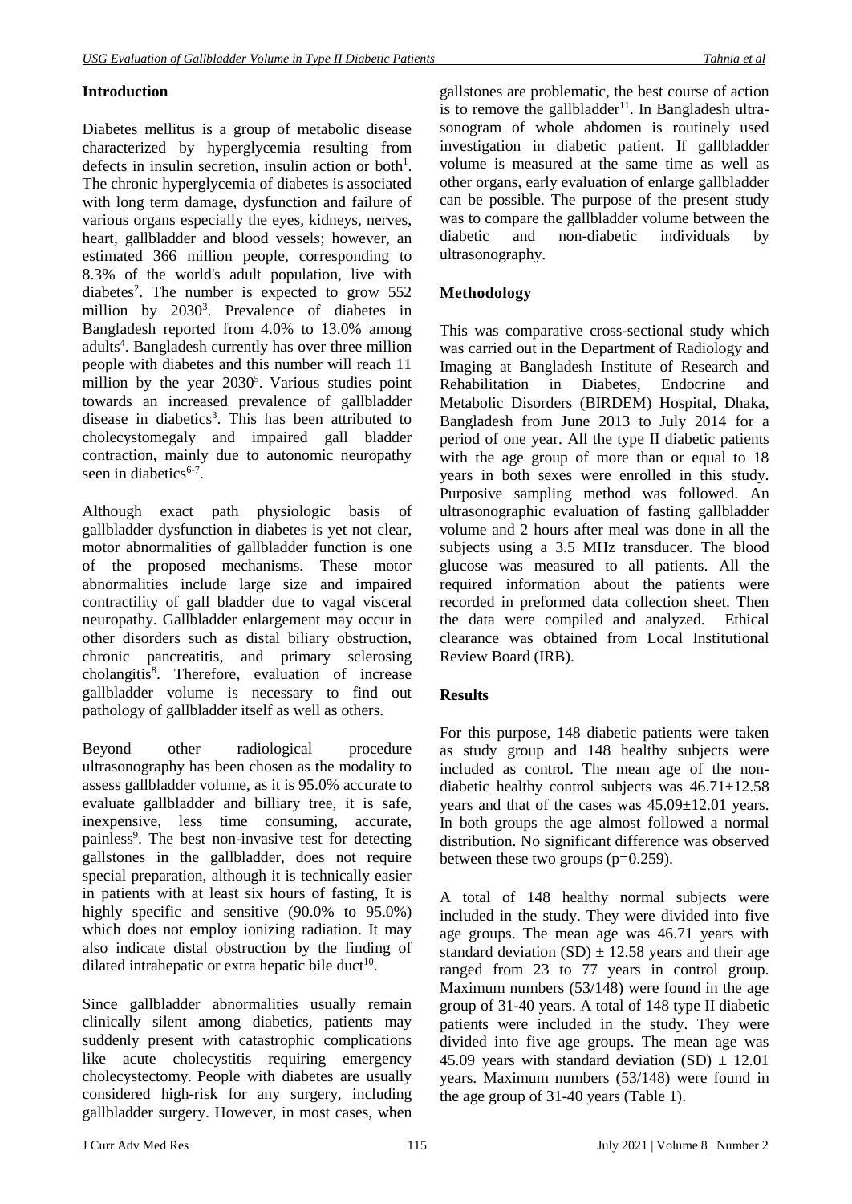## Introduction

Diabetes mellitus is a group of metabolic disease characterized by hyperglycemia resulting from defects in insulin secretion, insulin action or both[1]. The chronic hyperglycemia of diabetes is associated with long term damage, dysfunction and failure of various organs especially the eyes, kidneys, nerves, heart, gallbladder and blood vessels; however, an estimated 366 million people, corresponding to 8.3% of the world's adult population, live with diabetes[2]. The number is expected to grow 552 million by 2030[3]. Prevalence of diabetes in Bangladesh reported from 4.0% to 13.0% among adults[4]. Bangladesh currently has over three million people with diabetes and this number will reach 11 million by the year 2030[5]. Various studies point towards an increased prevalence of gallbladder disease in diabetics[3]. This has been attributed to cholecystomegaly and impaired gall bladder contraction, mainly due to autonomic neuropathy seen in diabetics[6-7].

Although exact path physiologic basis of gallbladder dysfunction in diabetes is yet not clear, motor abnormalities of gallbladder function is one of the proposed mechanisms. These motor abnormalities include large size and impaired contractility of gall bladder due to vagal visceral neuropathy. Gallbladder enlargement may occur in other disorders such as distal biliary obstruction, chronic pancreatitis, and primary sclerosing cholangitis[8]. Therefore, evaluation of increase gallbladder volume is necessary to find out pathology of gallbladder itself as well as others.

Beyond other radiological procedure ultrasonography has been chosen as the modality to assess gallbladder volume, as it is 95.0% accurate to evaluate gallbladder and billiary tree, it is safe, inexpensive, less time consuming, accurate, painless[9]. The best non-invasive test for detecting gallstones in the gallbladder, does not require special preparation, although it is technically easier in patients with at least six hours of fasting, It is highly specific and sensitive (90.0% to 95.0%) which does not employ ionizing radiation. It may also indicate distal obstruction by the finding of dilated intrahepatic or extra hepatic bile duct[10].

Since gallbladder abnormalities usually remain clinically silent among diabetics, patients may suddenly present with catastrophic complications like acute cholecystitis requiring emergency cholecystectomy. People with diabetes are usually considered high-risk for any surgery, including gallbladder surgery. However, in most cases, when gallstones are problematic, the best course of action is to remove the gallbladder[11]. In Bangladesh ultra-sonogram of whole abdomen is routinely used investigation in diabetic patient. If gallbladder volume is measured at the same time as well as other organs, early evaluation of enlarge gallbladder can be possible. The purpose of the present study was to compare the gallbladder volume between the diabetic and non-diabetic individuals by ultrasonography.

## Methodology

This was comparative cross-sectional study which was carried out in the Department of Radiology and Imaging at Bangladesh Institute of Research and Rehabilitation in Diabetes, Endocrine and Metabolic Disorders (BIRDEM) Hospital, Dhaka, Bangladesh from June 2013 to July 2014 for a period of one year. All the type II diabetic patients with the age group of more than or equal to 18 years in both sexes were enrolled in this study. Purposive sampling method was followed. An ultrasonographic evaluation of fasting gallbladder volume and 2 hours after meal was done in all the subjects using a 3.5 MHz transducer. The blood glucose was measured to all patients. All the required information about the patients were recorded in preformed data collection sheet. Then the data were compiled and analyzed. Ethical clearance was obtained from Local Institutional Review Board (IRB).

## Results

For this purpose, 148 diabetic patients were taken as study group and 148 healthy subjects were included as control. The mean age of the non-diabetic healthy control subjects was 46.71±12.58 years and that of the cases was 45.09±12.01 years. In both groups the age almost followed a normal distribution. No significant difference was observed between these two groups (p=0.259).

A total of 148 healthy normal subjects were included in the study. They were divided into five age groups. The mean age was 46.71 years with standard deviation (SD) ± 12.58 years and their age ranged from 23 to 77 years in control group. Maximum numbers (53/148) were found in the age group of 31-40 years. A total of 148 type II diabetic patients were included in the study. They were divided into five age groups. The mean age was 45.09 years with standard deviation (SD) ± 12.01 years. Maximum numbers (53/148) were found in the age group of 31-40 years (Table 1).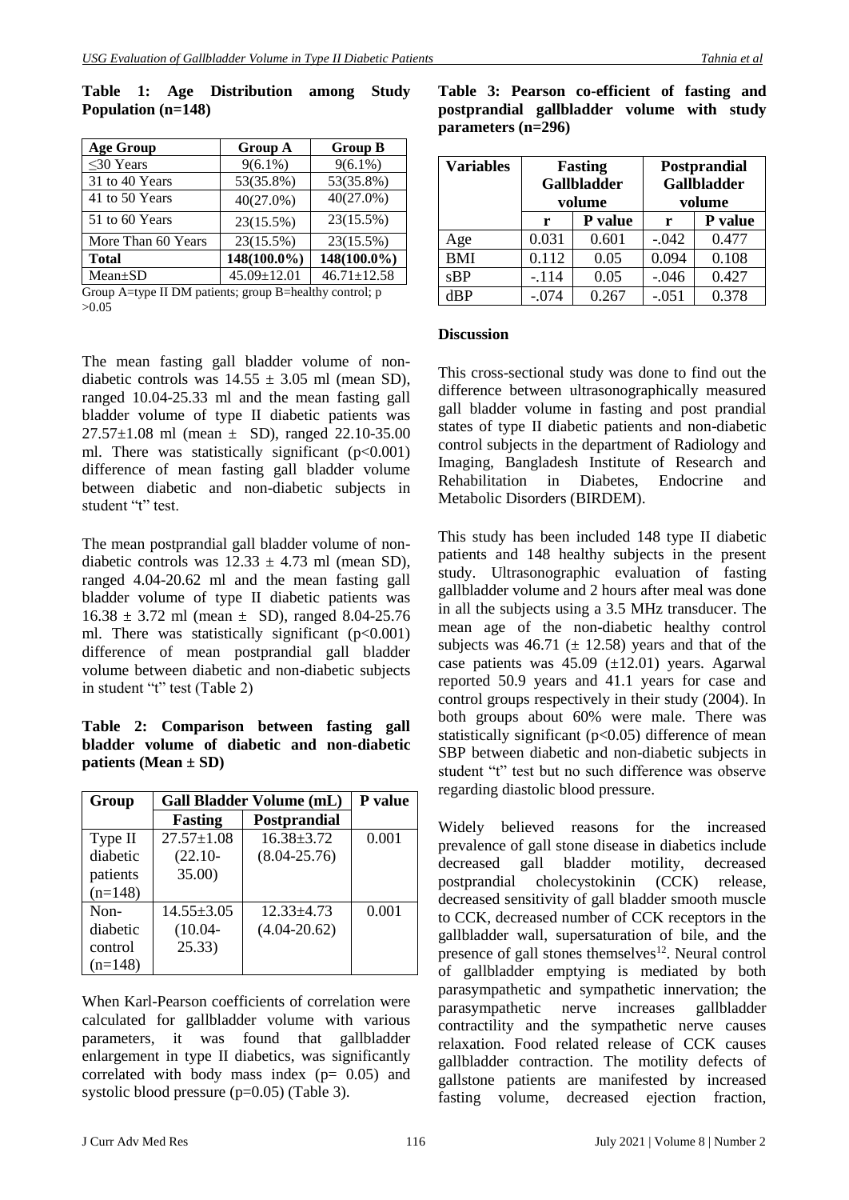**Table 1: Age Distribution among Study Population (n=148)**

| Age Group | Group A | Group B |
|---|---|---|
| ≤30 Years | 9(6.1%) | 9(6.1%) |
| 31 to 40 Years | 53(35.8%) | 53(35.8%) |
| 41 to 50 Years | 40(27.0%) | 40(27.0%) |
| 51 to 60 Years | 23(15.5%) | 23(15.5%) |
| More Than 60 Years | 23(15.5%) | 23(15.5%) |
| **Total** | **148(100.0%)** | **148(100.0%)** |
| Mean±SD | 45.09±12.01 | 46.71±12.58 |

Group A=type II DM patients; group B=healthy control; p >0.05

The mean fasting gall bladder volume of non-diabetic controls was 14.55 ± 3.05 ml (mean SD), ranged 10.04-25.33 ml and the mean fasting gall bladder volume of type II diabetic patients was 27.57±1.08 ml (mean ± SD), ranged 22.10-35.00 ml. There was statistically significant ($p<0.001$) difference of mean fasting gall bladder volume between diabetic and non-diabetic subjects in student "t" test.

The mean postprandial gall bladder volume of non-diabetic controls was 12.33 ± 4.73 ml (mean SD), ranged 4.04-20.62 ml and the mean fasting gall bladder volume of type II diabetic patients was 16.38 ± 3.72 ml (mean ± SD), ranged 8.04-25.76 ml. There was statistically significant ($p<0.001$) difference of mean postprandial gall bladder volume between diabetic and non-diabetic subjects in student "t" test (Table 2)

**Table 2: Comparison between fasting gall bladder volume of diabetic and non-diabetic patients (Mean ± SD)**

| Group | Gall Bladder Volume (mL) | | P value |
|---|---|---|---|
| | Fasting | Postprandial | |
| Type II diabetic patients (n=148) | 27.57±1.08 (22.10-35.00) | 16.38±3.72 (8.04-25.76) | 0.001 |
| Non-diabetic control (n=148) | 14.55±3.05 (10.04-25.33) | 12.33±4.73 (4.04-20.62) | 0.001 |

When Karl-Pearson coefficients of correlation were calculated for gallbladder volume with various parameters, it was found that gallbladder enlargement in type II diabetics, was significantly correlated with body mass index (p= 0.05) and systolic blood pressure (p=0.05) (Table 3).

**Table 3: Pearson co-efficient of fasting and postprandial gallbladder volume with study parameters (n=296)**

| Variables | Fasting Gallbladder volume | | Postprandial Gallbladder volume | |
|---|---|---|---|---|
| | r | P value | r | P value |
| Age | 0.031 | 0.601 | -.042 | 0.477 |
| BMI | 0.112 | 0.05 | 0.094 | 0.108 |
| sBP | -.114 | 0.05 | -.046 | 0.427 |
| dBP | -.074 | 0.267 | -.051 | 0.378 |

## Discussion

This cross-sectional study was done to find out the difference between ultrasonographically measured gall bladder volume in fasting and post prandial states of type II diabetic patients and non-diabetic control subjects in the department of Radiology and Imaging, Bangladesh Institute of Research and Rehabilitation in Diabetes, Endocrine and Metabolic Disorders (BIRDEM).

This study has been included 148 type II diabetic patients and 148 healthy subjects in the present study. Ultrasonographic evaluation of fasting gallbladder volume and 2 hours after meal was done in all the subjects using a 3.5 MHz transducer. The mean age of the non-diabetic healthy control subjects was 46.71 (± 12.58) years and that of the case patients was 45.09 (±12.01) years. Agarwal reported 50.9 years and 41.1 years for case and control groups respectively in their study (2004). In both groups about 60% were male. There was statistically significant ($p<0.05$) difference of mean SBP between diabetic and non-diabetic subjects in student "t" test but no such difference was observe regarding diastolic blood pressure.

Widely believed reasons for the increased prevalence of gall stone disease in diabetics include decreased gall bladder motility, decreased postprandial cholecystokinin (CCK) release, decreased sensitivity of gall bladder smooth muscle to CCK, decreased number of CCK receptors in the gallbladder wall, supersaturation of bile, and the presence of gall stones themselves[12]. Neural control of gallbladder emptying is mediated by both parasympathetic and sympathetic innervation; the parasympathetic nerve increases gallbladder contractility and the sympathetic nerve causes relaxation. Food related release of CCK causes gallbladder contraction. The motility defects of gallstone patients are manifested by increased fasting volume, decreased ejection fraction,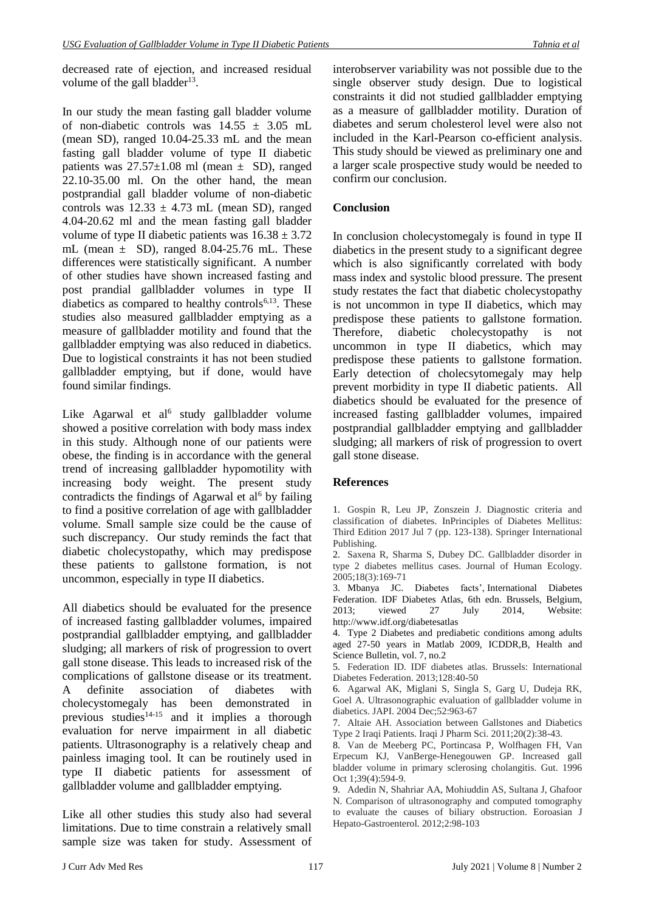decreased rate of ejection, and increased residual volume of the gall bladder[13].

In our study the mean fasting gall bladder volume of non-diabetic controls was $14.55 \pm 3.05$ mL (mean SD), ranged 10.04-25.33 mL and the mean fasting gall bladder volume of type II diabetic patients was $27.57 \pm 1.08$ ml (mean $\pm$ SD), ranged 22.10-35.00 ml. On the other hand, the mean postprandial gall bladder volume of non-diabetic controls was $12.33 \pm 4.73$ mL (mean SD), ranged 4.04-20.62 ml and the mean fasting gall bladder volume of type II diabetic patients was $16.38 \pm 3.72$ mL (mean $\pm$ SD), ranged 8.04-25.76 mL. These differences were statistically significant. A number of other studies have shown increased fasting and post prandial gallbladder volumes in type II diabetics as compared to healthy controls[6,13]. These studies also measured gallbladder emptying as a measure of gallbladder motility and found that the gallbladder emptying was also reduced in diabetics. Due to logistical constraints it has not been studied gallbladder emptying, but if done, would have found similar findings.

Like Agarwal et al[6] study gallbladder volume showed a positive correlation with body mass index in this study. Although none of our patients were obese, the finding is in accordance with the general trend of increasing gallbladder hypomotility with increasing body weight. The present study contradicts the findings of Agarwal et al[6] by failing to find a positive correlation of age with gallbladder volume. Small sample size could be the cause of such discrepancy. Our study reminds the fact that diabetic cholecystopathy, which may predispose these patients to gallstone formation, is not uncommon, especially in type II diabetics.

All diabetics should be evaluated for the presence of increased fasting gallbladder volumes, impaired postprandial gallbladder emptying, and gallbladder sludging; all markers of risk of progression to overt gall stone disease. This leads to increased risk of the complications of gallstone disease or its treatment. A definite association of diabetes with cholecystomegaly has been demonstrated in previous studies[14-15] and it implies a thorough evaluation for nerve impairment in all diabetic patients. Ultrasonography is a relatively cheap and painless imaging tool. It can be routinely used in type II diabetic patients for assessment of gallbladder volume and gallbladder emptying.

Like all other studies this study also had several limitations. Due to time constrain a relatively small sample size was taken for study. Assessment of interobserver variability was not possible due to the single observer study design. Due to logistical constraints it did not studied gallbladder emptying as a measure of gallbladder motility. Duration of diabetes and serum cholesterol level were also not included in the Karl-Pearson co-efficient analysis. This study should be viewed as preliminary one and a larger scale prospective study would be needed to confirm our conclusion.

## Conclusion

In conclusion cholecystomegaly is found in type II diabetics in the present study to a significant degree which is also significantly correlated with body mass index and systolic blood pressure. The present study restates the fact that diabetic cholecystopathy is not uncommon in type II diabetics, which may predispose these patients to gallstone formation. Therefore, diabetic cholecystopathy is not uncommon in type II diabetics, which may predispose these patients to gallstone formation. Early detection of cholecsytomegaly may help prevent morbidity in type II diabetic patients. All diabetics should be evaluated for the presence of increased fasting gallbladder volumes, impaired postprandial gallbladder emptying and gallbladder sludging; all markers of risk of progression to overt gall stone disease.

## References

1. Gospin R, Leu JP, Zonszein J. Diagnostic criteria and classification of diabetes. InPrinciples of Diabetes Mellitus: Third Edition 2017 Jul 7 (pp. 123-138). Springer International Publishing.
2. Saxena R, Sharma S, Dubey DC. Gallbladder disorder in type 2 diabetes mellitus cases. Journal of Human Ecology. 2005;18(3):169-71
3. Mbanya JC. Diabetes facts', International Diabetes Federation. IDF Diabetes Atlas, 6th edn. Brussels, Belgium, 2013; viewed 27 July 2014, Website: http://www.idf.org/diabetesatlas
4. Type 2 Diabetes and prediabetic conditions among adults aged 27-50 years in Matlab 2009, ICDDR,B, Health and Science Bulletin, vol. 7, no.2
5. Federation ID. IDF diabetes atlas. Brussels: International Diabetes Federation. 2013;128:40-50
6. Agarwal AK, Miglani S, Singla S, Garg U, Dudeja RK, Goel A. Ultrasonographic evaluation of gallbladder volume in diabetics. JAPI. 2004 Dec;52:963-67
7. Altaie AH. Association between Gallstones and Diabetics Type 2 Iraqi Patients. Iraqi J Pharm Sci. 2011;20(2):38-43.
8. Van de Meeberg PC, Portincasa P, Wolfhagen FH, Van Erpecum KJ, VanBerge-Henegouwen GP. Increased gall bladder volume in primary sclerosing cholangitis. Gut. 1996 Oct 1;39(4):594-9.
9. Adedin N, Shahriar AA, Mohiuddin AS, Sultana J, Ghafoor N. Comparison of ultrasonography and computed tomography to evaluate the causes of biliary obstruction. Eoroasian J Hepato-Gastroenterol. 2012;2:98-103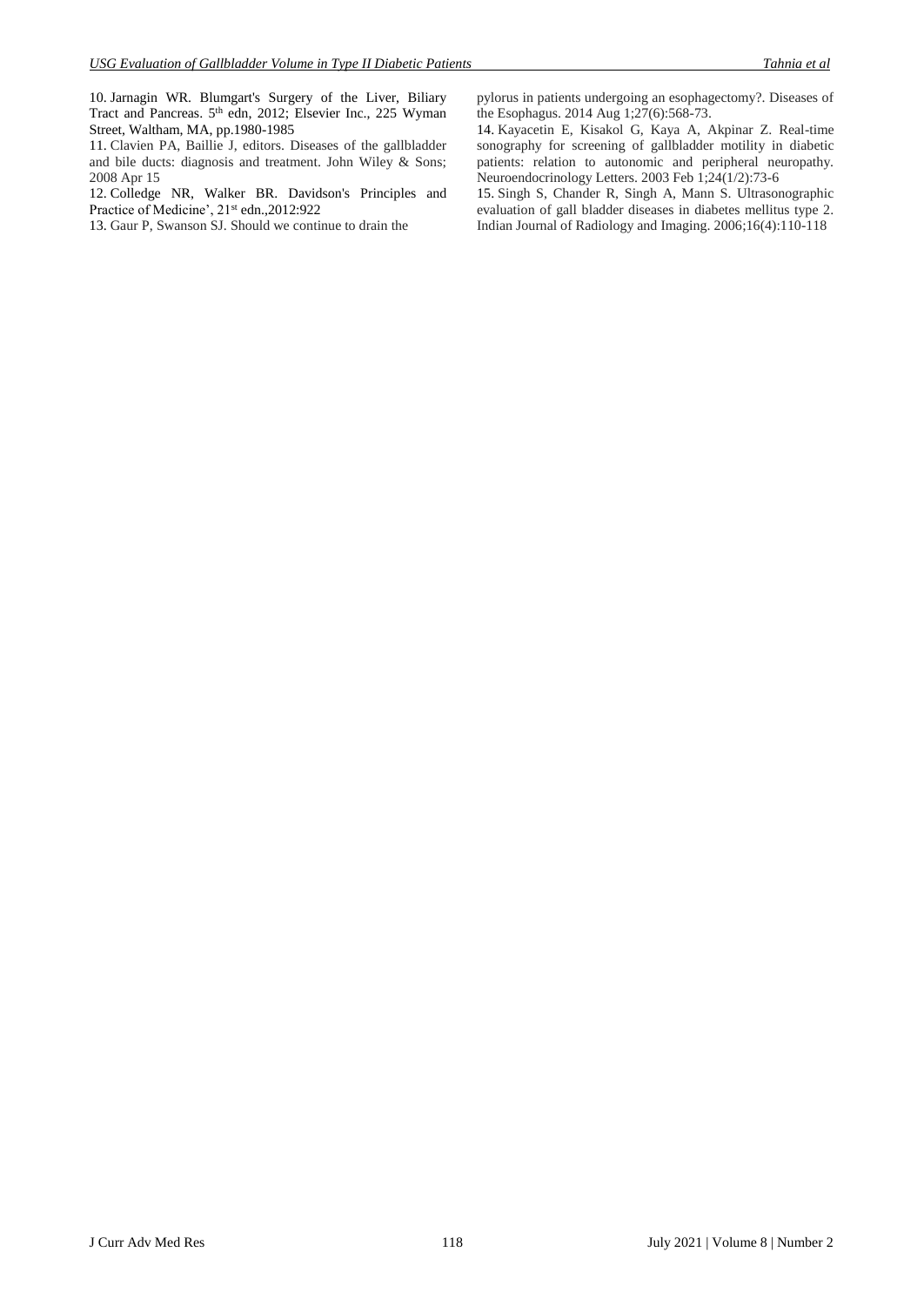10. Jarnagin WR. Blumgart's Surgery of the Liver, Biliary Tract and Pancreas. 5th edn, 2012; Elsevier Inc., 225 Wyman Street, Waltham, MA, pp.1980-1985

11. Clavien PA, Baillie J, editors. Diseases of the gallbladder and bile ducts: diagnosis and treatment. John Wiley & Sons; 2008 Apr 15

12. Colledge NR, Walker BR. Davidson's Principles and Practice of Medicine', 21st edn.,2012:922

13. Gaur P, Swanson SJ. Should we continue to drain the pylorus in patients undergoing an esophagectomy?. Diseases of the Esophagus. 2014 Aug 1;27(6):568-73.

14. Kayacetin E, Kisakol G, Kaya A, Akpinar Z. Real-time sonography for screening of gallbladder motility in diabetic patients: relation to autonomic and peripheral neuropathy. Neuroendocrinology Letters. 2003 Feb 1;24(1/2):73-6

15. Singh S, Chander R, Singh A, Mann S. Ultrasonographic evaluation of gall bladder diseases in diabetes mellitus type 2. Indian Journal of Radiology and Imaging. 2006;16(4):110-118